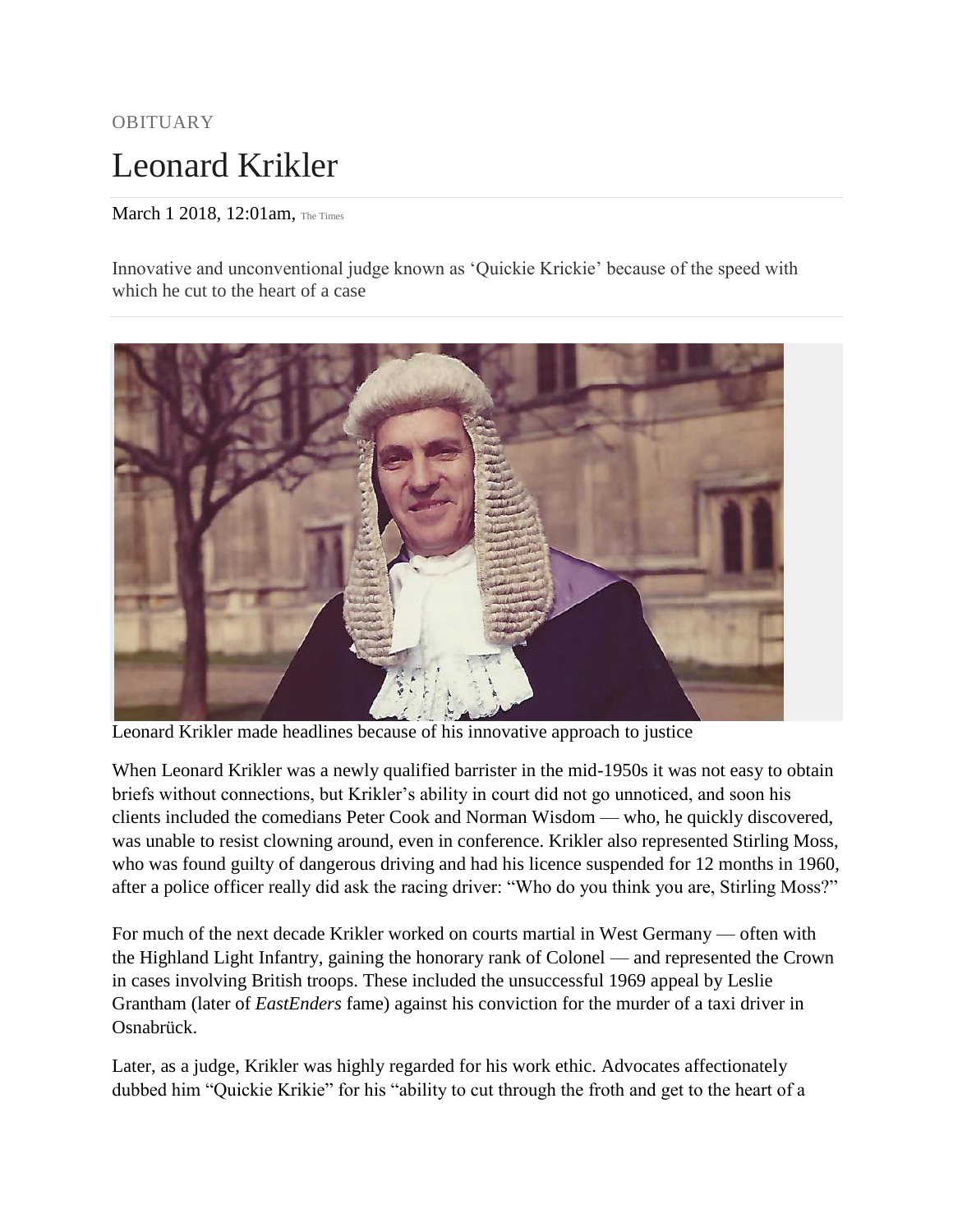OBITUARY

# Leonard Krikler

March 1 2018, 12:01am, The Times

Innovative and unconventional judge known as 'Quickie Krickie' because of the speed with which he cut to the heart of a case

Leonard Krikler made headlines because of his innovative approach to justice

When Leonard Krikler was a newly qualified barrister in the mid-1950s it was not easy to obtain briefs without connections, but Krikler's ability in court did not go unnoticed, and soon his clients included the comedians Peter Cook and Norman Wisdom — who, he quickly discovered, was unable to resist clowning around, even in conference. Krikler also represented Stirling Moss, who was found guilty of dangerous driving and had his licence suspended for 12 months in 1960, after a police officer really did ask the racing driver: "Who do you think you are, Stirling Moss?"

For much of the next decade Krikler worked on courts martial in West Germany — often with the Highland Light Infantry, gaining the honorary rank of Colonel — and represented the Crown in cases involving British troops. These included the unsuccessful 1969 appeal by Leslie Grantham (later of *EastEnders* fame) against his conviction for the murder of a taxi driver in Osnabrück.

Later, as a judge, Krikler was highly regarded for his work ethic. Advocates affectionately dubbed him "Quickie Krikie" for his "ability to cut through the froth and get to the heart of a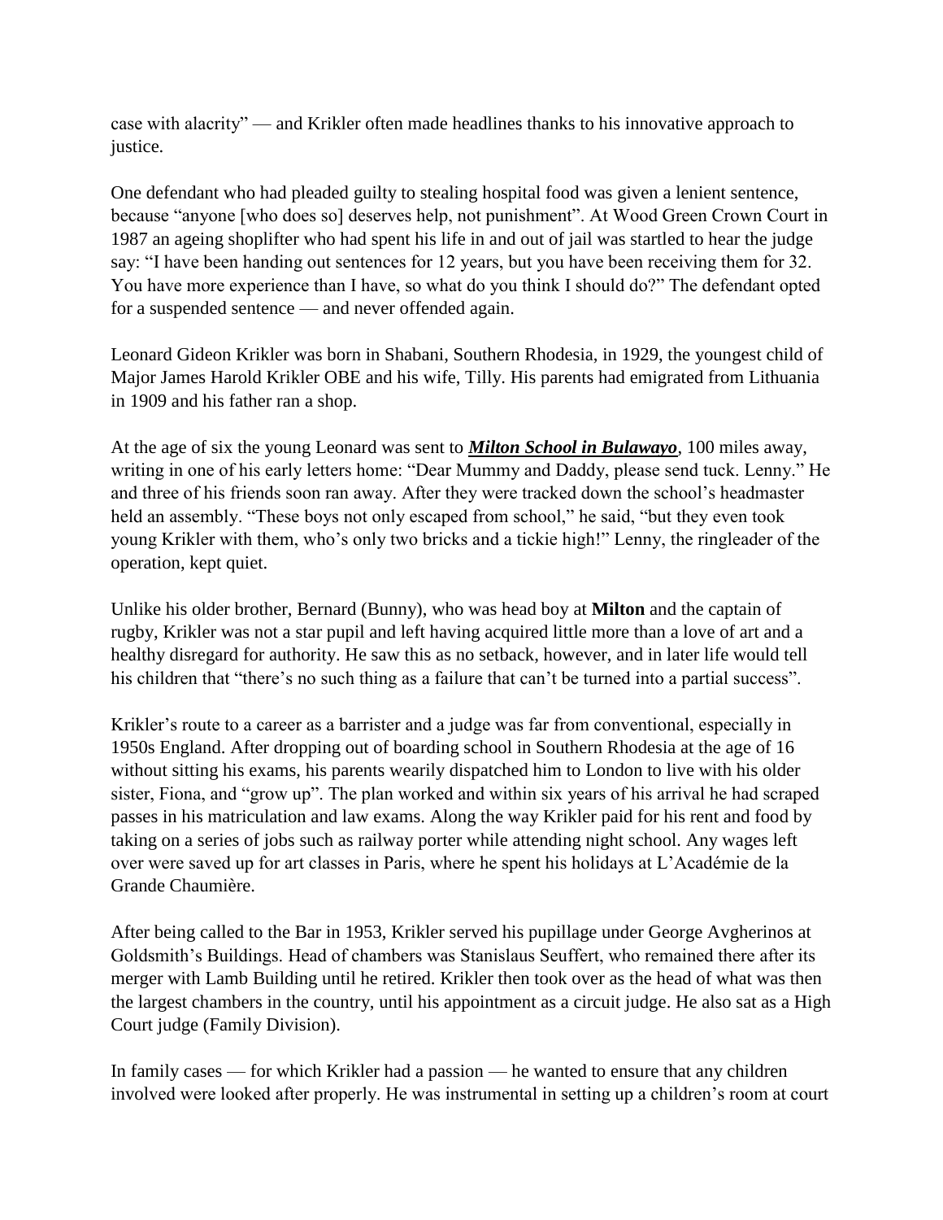case with alacrity" — and Krikler often made headlines thanks to his innovative approach to justice.

One defendant who had pleaded guilty to stealing hospital food was given a lenient sentence, because "anyone [who does so] deserves help, not punishment". At Wood Green Crown Court in 1987 an ageing shoplifter who had spent his life in and out of jail was startled to hear the judge say: "I have been handing out sentences for 12 years, but you have been receiving them for 32. You have more experience than I have, so what do you think I should do?" The defendant opted for a suspended sentence — and never offended again.

Leonard Gideon Krikler was born in Shabani, Southern Rhodesia, in 1929, the youngest child of Major James Harold Krikler OBE and his wife, Tilly. His parents had emigrated from Lithuania in 1909 and his father ran a shop.

At the age of six the young Leonard was sent to ***Milton School in Bulawayo***, 100 miles away, writing in one of his early letters home: "Dear Mummy and Daddy, please send tuck. Lenny." He and three of his friends soon ran away. After they were tracked down the school's headmaster held an assembly. "These boys not only escaped from school," he said, "but they even took young Krikler with them, who's only two bricks and a tickie high!" Lenny, the ringleader of the operation, kept quiet.

Unlike his older brother, Bernard (Bunny), who was head boy at **Milton** and the captain of rugby, Krikler was not a star pupil and left having acquired little more than a love of art and a healthy disregard for authority. He saw this as no setback, however, and in later life would tell his children that "there's no such thing as a failure that can't be turned into a partial success".

Krikler's route to a career as a barrister and a judge was far from conventional, especially in 1950s England. After dropping out of boarding school in Southern Rhodesia at the age of 16 without sitting his exams, his parents wearily dispatched him to London to live with his older sister, Fiona, and "grow up". The plan worked and within six years of his arrival he had scraped passes in his matriculation and law exams. Along the way Krikler paid for his rent and food by taking on a series of jobs such as railway porter while attending night school. Any wages left over were saved up for art classes in Paris, where he spent his holidays at L'Académie de la Grande Chaumière.

After being called to the Bar in 1953, Krikler served his pupillage under George Avgherinos at Goldsmith's Buildings. Head of chambers was Stanislaus Seuffert, who remained there after its merger with Lamb Building until he retired. Krikler then took over as the head of what was then the largest chambers in the country, until his appointment as a circuit judge. He also sat as a High Court judge (Family Division).

In family cases — for which Krikler had a passion — he wanted to ensure that any children involved were looked after properly. He was instrumental in setting up a children's room at court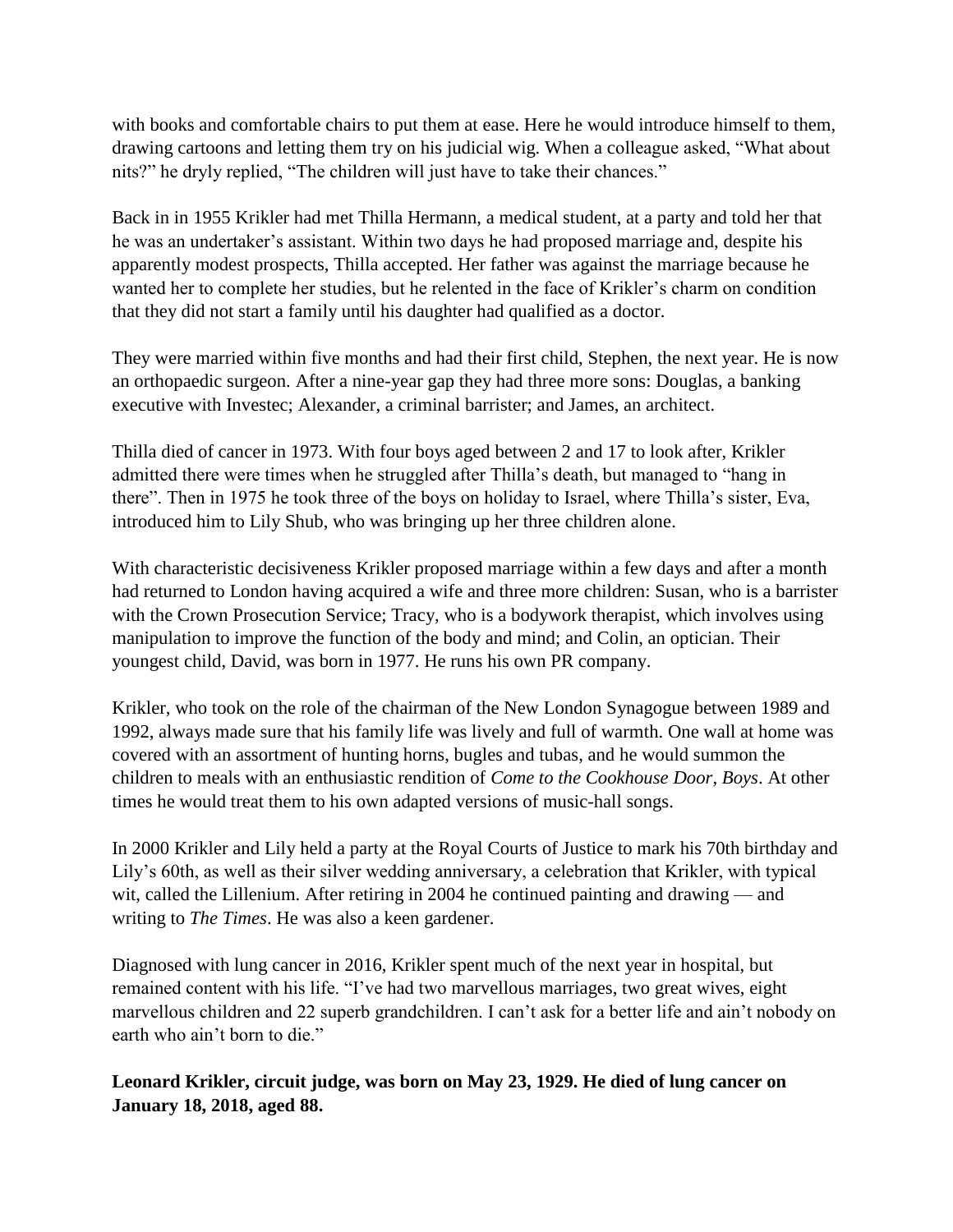with books and comfortable chairs to put them at ease. Here he would introduce himself to them, drawing cartoons and letting them try on his judicial wig. When a colleague asked, “What about nits?” he dryly replied, “The children will just have to take their chances.”

Back in in 1955 Krikler had met Thilla Hermann, a medical student, at a party and told her that he was an undertaker’s assistant. Within two days he had proposed marriage and, despite his apparently modest prospects, Thilla accepted. Her father was against the marriage because he wanted her to complete her studies, but he relented in the face of Krikler’s charm on condition that they did not start a family until his daughter had qualified as a doctor.

They were married within five months and had their first child, Stephen, the next year. He is now an orthopaedic surgeon. After a nine-year gap they had three more sons: Douglas, a banking executive with Investec; Alexander, a criminal barrister; and James, an architect.

Thilla died of cancer in 1973. With four boys aged between 2 and 17 to look after, Krikler admitted there were times when he struggled after Thilla’s death, but managed to “hang in there”. Then in 1975 he took three of the boys on holiday to Israel, where Thilla’s sister, Eva, introduced him to Lily Shub, who was bringing up her three children alone.

With characteristic decisiveness Krikler proposed marriage within a few days and after a month had returned to London having acquired a wife and three more children: Susan, who is a barrister with the Crown Prosecution Service; Tracy, who is a bodywork therapist, which involves using manipulation to improve the function of the body and mind; and Colin, an optician. Their youngest child, David, was born in 1977. He runs his own PR company.

Krikler, who took on the role of the chairman of the New London Synagogue between 1989 and 1992, always made sure that his family life was lively and full of warmth. One wall at home was covered with an assortment of hunting horns, bugles and tubas, and he would summon the children to meals with an enthusiastic rendition of *Come to the Cookhouse Door, Boys*. At other times he would treat them to his own adapted versions of music-hall songs.

In 2000 Krikler and Lily held a party at the Royal Courts of Justice to mark his 70th birthday and Lily’s 60th, as well as their silver wedding anniversary, a celebration that Krikler, with typical wit, called the Lillenium. After retiring in 2004 he continued painting and drawing — and writing to *The Times*. He was also a keen gardener.

Diagnosed with lung cancer in 2016, Krikler spent much of the next year in hospital, but remained content with his life. “I’ve had two marvellous marriages, two great wives, eight marvellous children and 22 superb grandchildren. I can’t ask for a better life and ain’t nobody on earth who ain’t born to die.”

**Leonard Krikler, circuit judge, was born on May 23, 1929. He died of lung cancer on January 18, 2018, aged 88.**